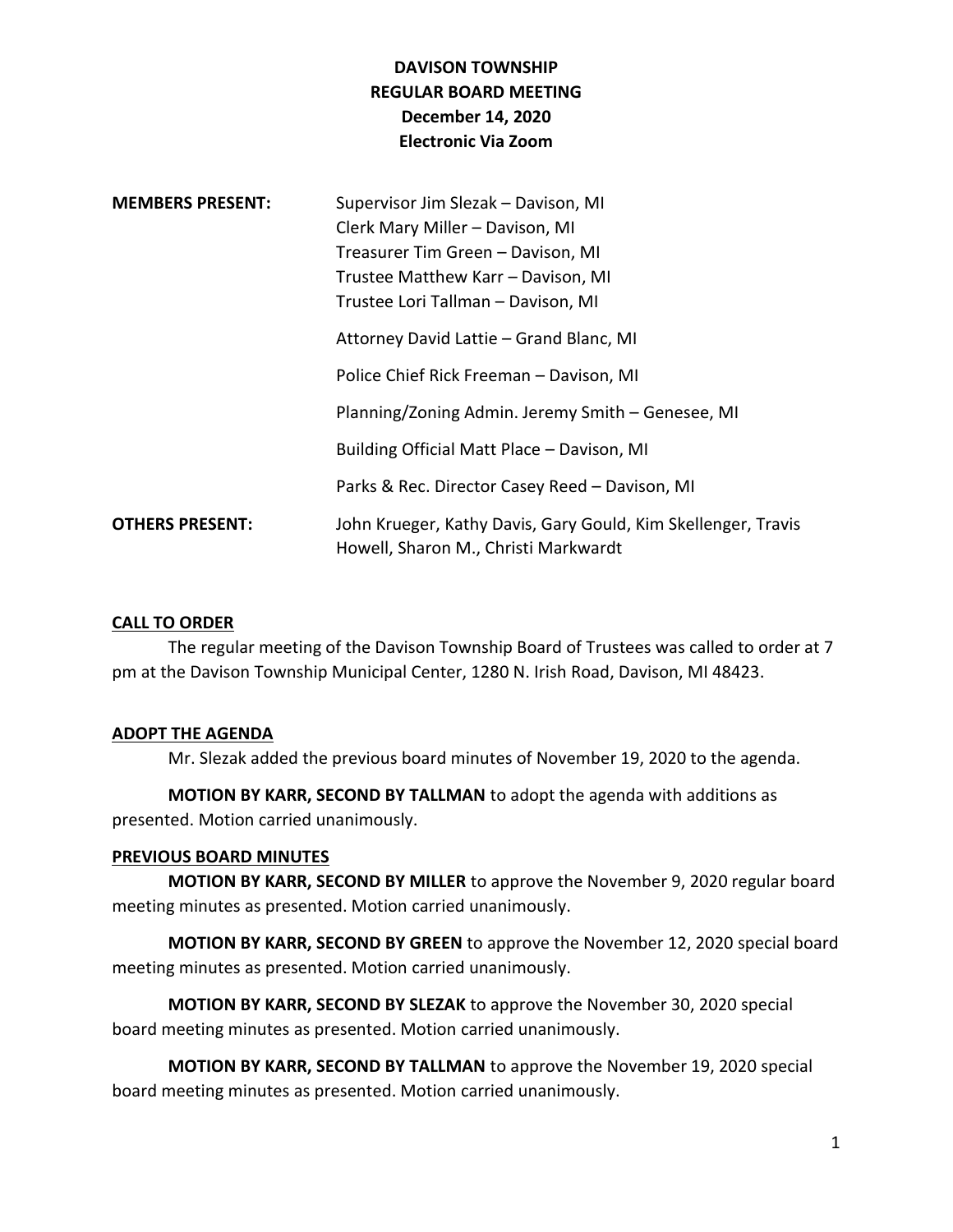# DAVISON TOWNSHIP
## REGULAR BOARD MEETING
### December 14, 2020
### Electronic Via Zoom

**MEMBERS PRESENT:**

Supervisor Jim Slezak – Davison, MI
Clerk Mary Miller – Davison, MI
Treasurer Tim Green – Davison, MI
Trustee Matthew Karr – Davison, MI
Trustee Lori Tallman – Davison, MI

Attorney David Lattie – Grand Blanc, MI

Police Chief Rick Freeman – Davison, MI

Planning/Zoning Admin. Jeremy Smith – Genesee, MI

Building Official Matt Place – Davison, MI

Parks & Rec. Director Casey Reed – Davison, MI

**OTHERS PRESENT:** John Krueger, Kathy Davis, Gary Gould, Kim Skellenger, Travis Howell, Sharon M., Christi Markwardt

**CALL TO ORDER**

The regular meeting of the Davison Township Board of Trustees was called to order at 7 pm at the Davison Township Municipal Center, 1280 N. Irish Road, Davison, MI 48423.

**ADOPT THE AGENDA**

Mr. Slezak added the previous board minutes of November 19, 2020 to the agenda.

**MOTION BY KARR, SECOND BY TALLMAN** to adopt the agenda with additions as presented. Motion carried unanimously.

**PREVIOUS BOARD MINUTES**

**MOTION BY KARR, SECOND BY MILLER** to approve the November 9, 2020 regular board meeting minutes as presented. Motion carried unanimously.

**MOTION BY KARR, SECOND BY GREEN** to approve the November 12, 2020 special board meeting minutes as presented. Motion carried unanimously.

**MOTION BY KARR, SECOND BY SLEZAK** to approve the November 30, 2020 special board meeting minutes as presented. Motion carried unanimously.

**MOTION BY KARR, SECOND BY TALLMAN** to approve the November 19, 2020 special board meeting minutes as presented. Motion carried unanimously.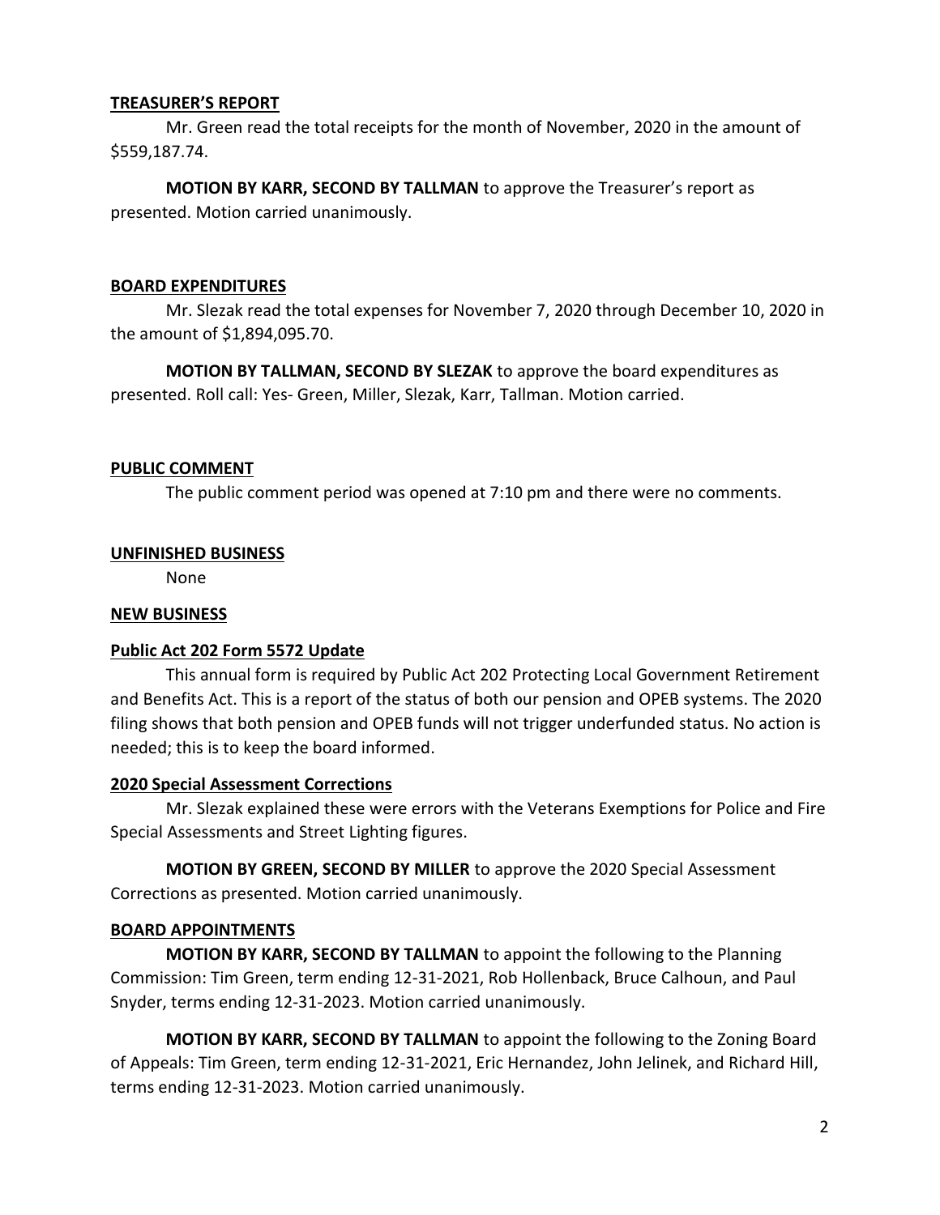**TREASURER'S REPORT**

Mr. Green read the total receipts for the month of November, 2020 in the amount of $559,187.74.

**MOTION BY KARR, SECOND BY TALLMAN** to approve the Treasurer's report as presented. Motion carried unanimously.

**BOARD EXPENDITURES**

Mr. Slezak read the total expenses for November 7, 2020 through December 10, 2020 in the amount of $1,894,095.70.

**MOTION BY TALLMAN, SECOND BY SLEZAK** to approve the board expenditures as presented. Roll call: Yes- Green, Miller, Slezak, Karr, Tallman. Motion carried.

**PUBLIC COMMENT**

The public comment period was opened at 7:10 pm and there were no comments.

**UNFINISHED BUSINESS**

None

**NEW BUSINESS**

**Public Act 202 Form 5572 Update**

This annual form is required by Public Act 202 Protecting Local Government Retirement and Benefits Act. This is a report of the status of both our pension and OPEB systems. The 2020 filing shows that both pension and OPEB funds will not trigger underfunded status. No action is needed; this is to keep the board informed.

**2020 Special Assessment Corrections**

Mr. Slezak explained these were errors with the Veterans Exemptions for Police and Fire Special Assessments and Street Lighting figures.

**MOTION BY GREEN, SECOND BY MILLER** to approve the 2020 Special Assessment Corrections as presented. Motion carried unanimously.

**BOARD APPOINTMENTS**

**MOTION BY KARR, SECOND BY TALLMAN** to appoint the following to the Planning Commission: Tim Green, term ending 12-31-2021, Rob Hollenback, Bruce Calhoun, and Paul Snyder, terms ending 12-31-2023. Motion carried unanimously.

**MOTION BY KARR, SECOND BY TALLMAN** to appoint the following to the Zoning Board of Appeals: Tim Green, term ending 12-31-2021, Eric Hernandez, John Jelinek, and Richard Hill, terms ending 12-31-2023. Motion carried unanimously.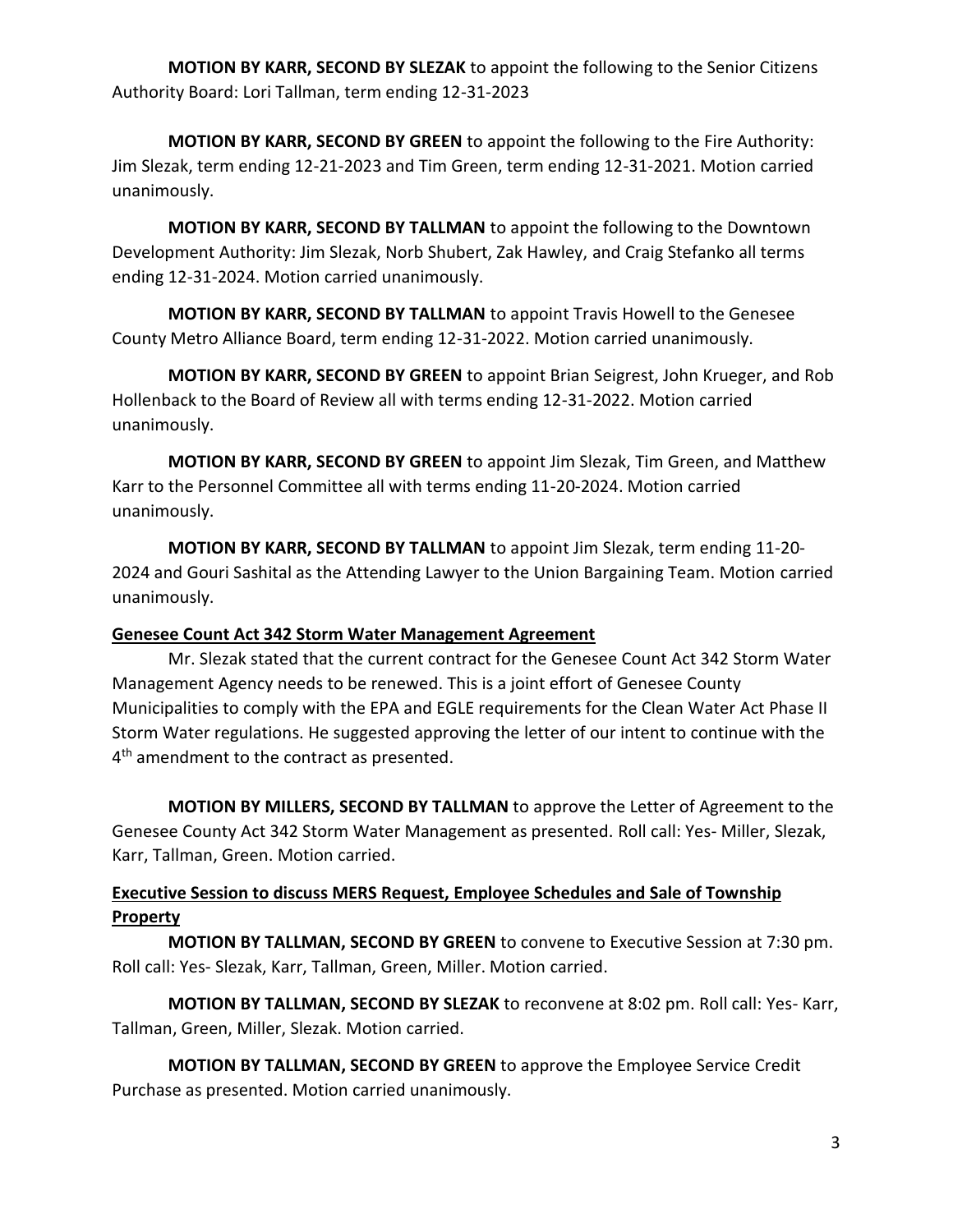**MOTION BY KARR, SECOND BY SLEZAK** to appoint the following to the Senior Citizens Authority Board: Lori Tallman, term ending 12-31-2023

**MOTION BY KARR, SECOND BY GREEN** to appoint the following to the Fire Authority: Jim Slezak, term ending 12-21-2023 and Tim Green, term ending 12-31-2021. Motion carried unanimously.

**MOTION BY KARR, SECOND BY TALLMAN** to appoint the following to the Downtown Development Authority: Jim Slezak, Norb Shubert, Zak Hawley, and Craig Stefanko all terms ending 12-31-2024. Motion carried unanimously.

**MOTION BY KARR, SECOND BY TALLMAN** to appoint Travis Howell to the Genesee County Metro Alliance Board, term ending 12-31-2022. Motion carried unanimously.

**MOTION BY KARR, SECOND BY GREEN** to appoint Brian Seigrest, John Krueger, and Rob Hollenback to the Board of Review all with terms ending 12-31-2022. Motion carried unanimously.

**MOTION BY KARR, SECOND BY GREEN** to appoint Jim Slezak, Tim Green, and Matthew Karr to the Personnel Committee all with terms ending 11-20-2024. Motion carried unanimously.

**MOTION BY KARR, SECOND BY TALLMAN** to appoint Jim Slezak, term ending 11-20-2024 and Gouri Sashital as the Attending Lawyer to the Union Bargaining Team. Motion carried unanimously.

**<u>Genesee Count Act 342 Storm Water Management Agreement</u>**

Mr. Slezak stated that the current contract for the Genesee Count Act 342 Storm Water Management Agency needs to be renewed. This is a joint effort of Genesee County Municipalities to comply with the EPA and EGLE requirements for the Clean Water Act Phase II Storm Water regulations. He suggested approving the letter of our intent to continue with the 4th amendment to the contract as presented.

**MOTION BY MILLERS, SECOND BY TALLMAN** to approve the Letter of Agreement to the Genesee County Act 342 Storm Water Management as presented. Roll call: Yes- Miller, Slezak, Karr, Tallman, Green. Motion carried.

**<u>Executive Session to discuss MERS Request, Employee Schedules and Sale of Township Property</u>**

**MOTION BY TALLMAN, SECOND BY GREEN** to convene to Executive Session at 7:30 pm. Roll call: Yes- Slezak, Karr, Tallman, Green, Miller. Motion carried.

**MOTION BY TALLMAN, SECOND BY SLEZAK** to reconvene at 8:02 pm. Roll call: Yes- Karr, Tallman, Green, Miller, Slezak. Motion carried.

**MOTION BY TALLMAN, SECOND BY GREEN** to approve the Employee Service Credit Purchase as presented. Motion carried unanimously.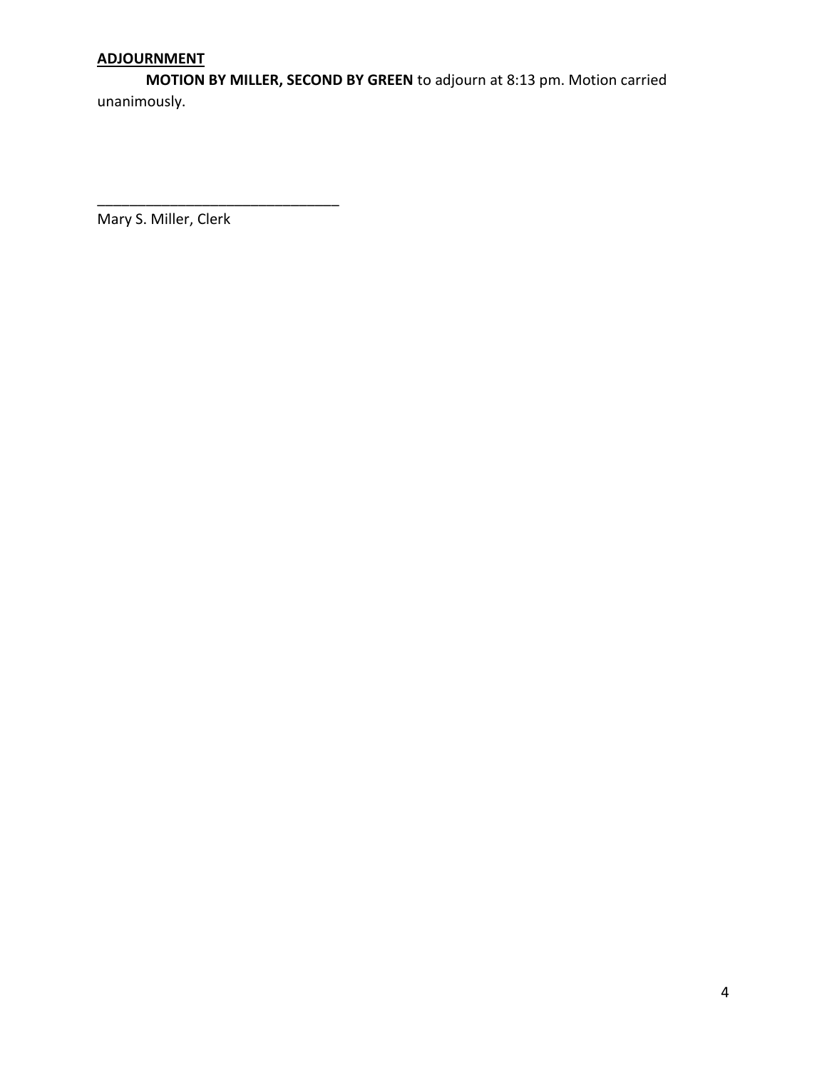**ADJOURNMENT**

**MOTION BY MILLER, SECOND BY GREEN** to adjourn at 8:13 pm. Motion carried unanimously.

______________________________

Mary S. Miller, Clerk